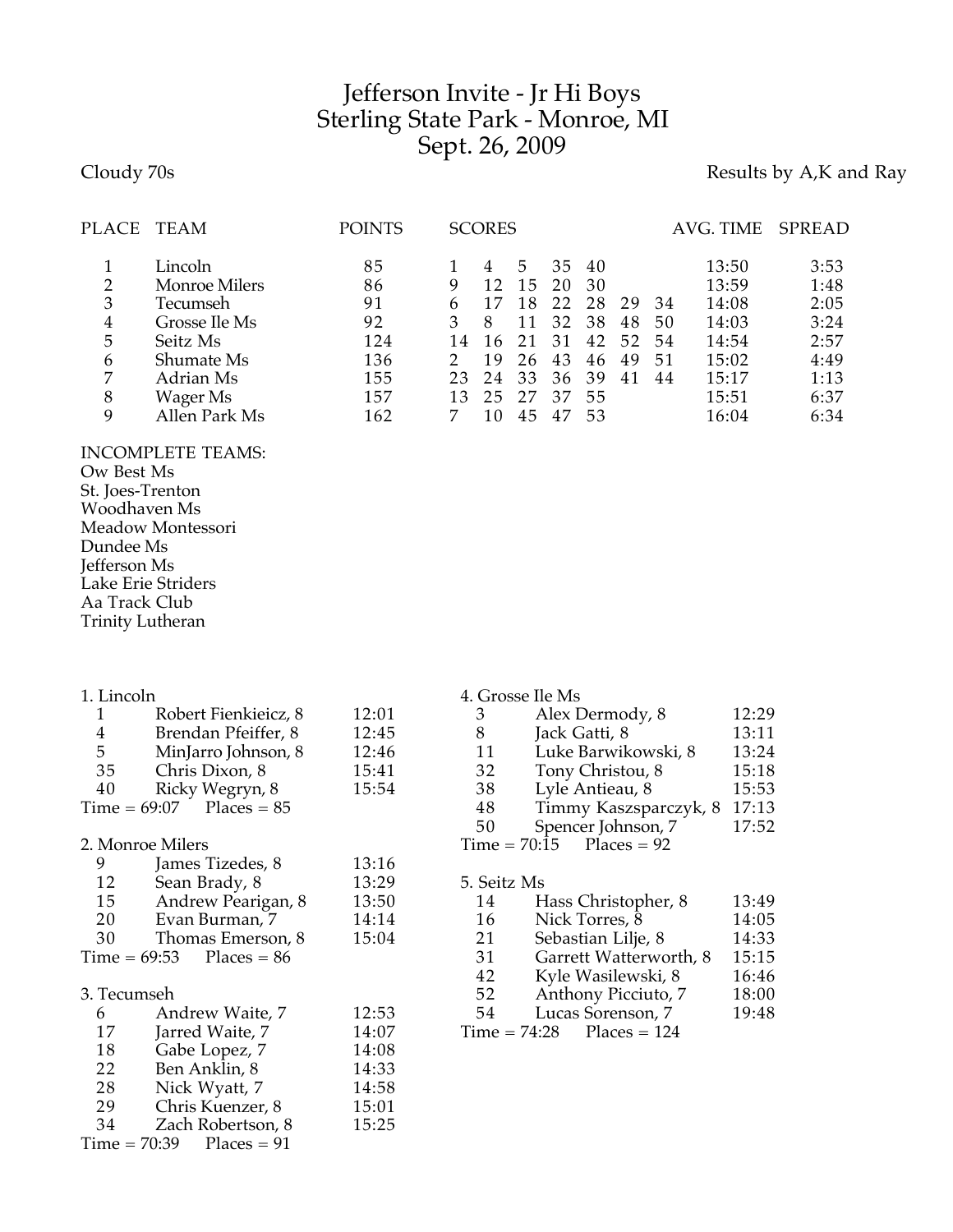# Jefferson Invite - Jr Hi Boys
## Sterling State Park - Monroe, MI
## Sept. 26, 2009

Cloudy 70s

Results by A,K and Ray

| PLACE | TEAM | POINTS | SCORES | | | | | | | AVG. TIME | SPREAD |
|---|---|---|---|---|---|---|---|---|---|---|---|
| 1 | Lincoln | 85 | 1 | 4 | 5 | 35 | 40 | | | 13:50 | 3:53 |
| 2 | Monroe Milers | 86 | 9 | 12 | 15 | 20 | 30 | | | 13:59 | 1:48 |
| 3 | Tecumseh | 91 | 6 | 17 | 18 | 22 | 28 | 29 | 34 | 14:08 | 2:05 |
| 4 | Grosse Ile Ms | 92 | 3 | 8 | 11 | 32 | 38 | 48 | 50 | 14:03 | 3:24 |
| 5 | Seitz Ms | 124 | 14 | 16 | 21 | 31 | 42 | 52 | 54 | 14:54 | 2:57 |
| 6 | Shumate Ms | 136 | 2 | 19 | 26 | 43 | 46 | 49 | 51 | 15:02 | 4:49 |
| 7 | Adrian Ms | 155 | 23 | 24 | 33 | 36 | 39 | 41 | 44 | 15:17 | 1:13 |
| 8 | Wager Ms | 157 | 13 | 25 | 27 | 37 | 55 | | | 15:51 | 6:37 |
| 9 | Allen Park Ms | 162 | 7 | 10 | 45 | 47 | 53 | | | 16:04 | 6:34 |

INCOMPLETE TEAMS:
Ow Best Ms
St. Joes-Trenton
Woodhaven Ms
Meadow Montessori
Dundee Ms
Jefferson Ms
Lake Erie Striders
Aa Track Club
Trinity Lutheran

**1. Lincoln**

| | | |
|---|---|---|
| 1 | Robert Fienkieicz, 8 | 12:01 |
| 4 | Brendan Pfeiffer, 8 | 12:45 |
| 5 | MinJarro Johnson, 8 | 12:46 |
| 35 | Chris Dixon, 8 | 15:41 |
| 40 | Ricky Wegryn, 8 | 15:54 |

Time = 69:07 Places = 85

**2. Monroe Milers**

| | | |
|---|---|---|
| 9 | James Tizedes, 8 | 13:16 |
| 12 | Sean Brady, 8 | 13:29 |
| 15 | Andrew Pearigan, 8 | 13:50 |
| 20 | Evan Burman, 7 | 14:14 |
| 30 | Thomas Emerson, 8 | 15:04 |

Time = 69:53 Places = 86

**3. Tecumseh**

| | | |
|---|---|---|
| 6 | Andrew Waite, 7 | 12:53 |
| 17 | Jarred Waite, 7 | 14:07 |
| 18 | Gabe Lopez, 7 | 14:08 |
| 22 | Ben Anklin, 8 | 14:33 |
| 28 | Nick Wyatt, 7 | 14:58 |
| 29 | Chris Kuenzer, 8 | 15:01 |
| 34 | Zach Robertson, 8 | 15:25 |

Time = 70:39 Places = 91

**4. Grosse Ile Ms**

| | | |
|---|---|---|
| 3 | Alex Dermody, 8 | 12:29 |
| 8 | Jack Gatti, 8 | 13:11 |
| 11 | Luke Barwikowski, 8 | 13:24 |
| 32 | Tony Christou, 8 | 15:18 |
| 38 | Lyle Antieau, 8 | 15:53 |
| 48 | Timmy Kaszsparczyk, 8 | 17:13 |
| 50 | Spencer Johnson, 7 | 17:52 |

Time = 70:15 Places = 92

**5. Seitz Ms**

| | | |
|---|---|---|
| 14 | Hass Christopher, 8 | 13:49 |
| 16 | Nick Torres, 8 | 14:05 |
| 21 | Sebastian Lilje, 8 | 14:33 |
| 31 | Garrett Watterworth, 8 | 15:15 |
| 42 | Kyle Wasilewski, 8 | 16:46 |
| 52 | Anthony Picciuto, 7 | 18:00 |
| 54 | Lucas Sorenson, 7 | 19:48 |

Time = 74:28 Places = 124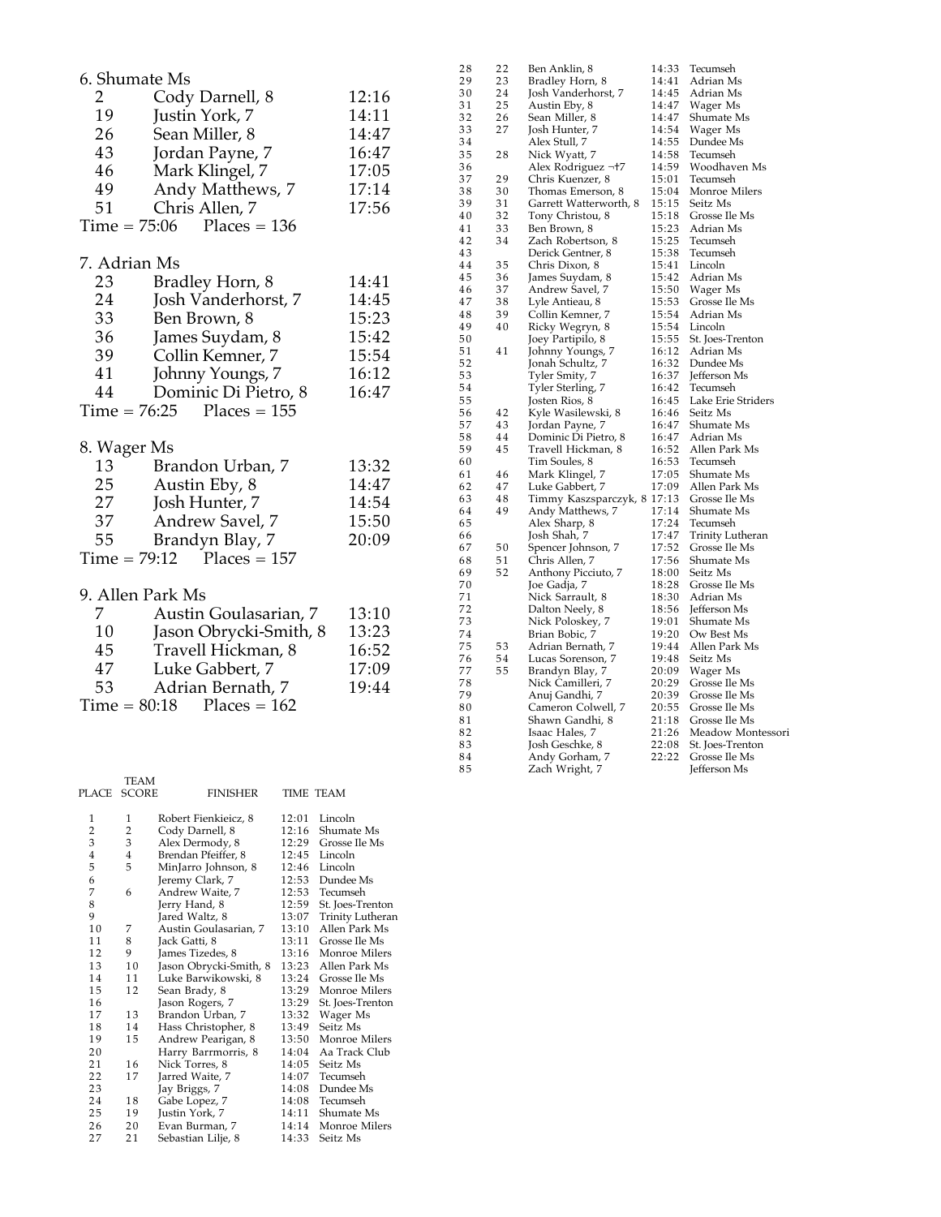6. Shumate Ms

| | | |
|---|---|---|
| 2 | Cody Darnell, 8 | 12:16 |
| 19 | Justin York, 7 | 14:11 |
| 26 | Sean Miller, 8 | 14:47 |
| 43 | Jordan Payne, 7 | 16:47 |
| 46 | Mark Klingel, 7 | 17:05 |
| 49 | Andy Matthews, 7 | 17:14 |
| 51 | Chris Allen, 7 | 17:56 |

Time = 75:06 Places = 136

7. Adrian Ms

| | | |
|---|---|---|
| 23 | Bradley Horn, 8 | 14:41 |
| 24 | Josh Vanderhorst, 7 | 14:45 |
| 33 | Ben Brown, 8 | 15:23 |
| 36 | James Suydam, 8 | 15:42 |
| 39 | Collin Kemner, 7 | 15:54 |
| 41 | Johnny Youngs, 7 | 16:12 |
| 44 | Dominic Di Pietro, 8 | 16:47 |

Time = 76:25 Places = 155

8. Wager Ms

| | | |
|---|---|---|
| 13 | Brandon Urban, 7 | 13:32 |
| 25 | Austin Eby, 8 | 14:47 |
| 27 | Josh Hunter, 7 | 14:54 |
| 37 | Andrew Savel, 7 | 15:50 |
| 55 | Brandyn Blay, 7 | 20:09 |

Time = 79:12 Places = 157

9. Allen Park Ms

| | | |
|---|---|---|
| 7 | Austin Goulasarian, 7 | 13:10 |
| 10 | Jason Obrycki-Smith, 8 | 13:23 |
| 45 | Travell Hickman, 8 | 16:52 |
| 47 | Luke Gabbert, 7 | 17:09 |
| 53 | Adrian Bernath, 7 | 19:44 |

Time = 80:18 Places = 162

| PLACE | TEAM SCORE | FINISHER | TIME | TEAM |
|---|---|---|---|---|
| 1 | 1 | Robert Fienkieicz, 8 | 12:01 | Lincoln |
| 2 | 2 | Cody Darnell, 8 | 12:16 | Shumate Ms |
| 3 | 3 | Alex Dermody, 8 | 12:29 | Grosse Ile Ms |
| 4 | 4 | Brendan Pfeiffer, 8 | 12:45 | Lincoln |
| 5 | 5 | MinJarro Johnson, 8 | 12:46 | Lincoln |
| 6 | | Jeremy Clark, 7 | 12:53 | Dundee Ms |
| 7 | 6 | Andrew Waite, 7 | 12:53 | Tecumseh |
| 8 | | Jerry Hand, 8 | 12:59 | St. Joes-Trenton |
| 9 | | Jared Waltz, 8 | 13:07 | Trinity Lutheran |
| 10 | 7 | Austin Goulasarian, 7 | 13:10 | Allen Park Ms |
| 11 | 8 | Jack Gatti, 8 | 13:11 | Grosse Ile Ms |
| 12 | 9 | James Tizedes, 8 | 13:16 | Monroe Milers |
| 13 | 10 | Jason Obrycki-Smith, 8 | 13:23 | Allen Park Ms |
| 14 | 11 | Luke Barwikowski, 8 | 13:24 | Grosse Ile Ms |
| 15 | 12 | Sean Brady, 8 | 13:29 | Monroe Milers |
| 16 | | Jason Rogers, 7 | 13:29 | St. Joes-Trenton |
| 17 | 13 | Brandon Urban, 7 | 13:32 | Wager Ms |
| 18 | 14 | Hass Christopher, 8 | 13:49 | Seitz Ms |
| 19 | 15 | Andrew Pearigan, 8 | 13:50 | Monroe Milers |
| 20 | | Harry Barrmorris, 8 | 14:04 | Aa Track Club |
| 21 | 16 | Nick Torres, 8 | 14:05 | Seitz Ms |
| 22 | 17 | Jarred Waite, 7 | 14:07 | Tecumseh |
| 23 | | Jay Briggs, 7 | 14:08 | Dundee Ms |
| 24 | 18 | Gabe Lopez, 7 | 14:08 | Tecumseh |
| 25 | 19 | Justin York, 7 | 14:11 | Shumate Ms |
| 26 | 20 | Evan Burman, 7 | 14:14 | Monroe Milers |
| 27 | 21 | Sebastian Lilje, 8 | 14:33 | Seitz Ms |
| 28 | 22 | Ben Anklin, 8 | 14:33 | Tecumseh |
| 29 | 23 | Bradley Horn, 8 | 14:41 | Adrian Ms |
| 30 | 24 | Josh Vanderhorst, 7 | 14:45 | Adrian Ms |
| 31 | 25 | Austin Eby, 8 | 14:47 | Wager Ms |
| 32 | 26 | Sean Miller, 8 | 14:47 | Shumate Ms |
| 33 | 27 | Josh Hunter, 7 | 14:54 | Wager Ms |
| 34 | | Alex Stull, 7 | 14:55 | Dundee Ms |
| 35 | 28 | Nick Wyatt, 7 | 14:58 | Tecumseh |
| 36 | | Alex Rodriguez ¬†7 | 14:59 | Woodhaven Ms |
| 37 | 29 | Chris Kuenzer, 8 | 15:01 | Tecumseh |
| 38 | 30 | Thomas Emerson, 8 | 15:04 | Monroe Milers |
| 39 | 31 | Garrett Watterworth, 8 | 15:15 | Seitz Ms |
| 40 | 32 | Tony Christou, 8 | 15:18 | Grosse Ile Ms |
| 41 | 33 | Ben Brown, 8 | 15:23 | Adrian Ms |
| 42 | 34 | Zach Robertson, 8 | 15:25 | Tecumseh |
| 43 | | Derick Gentner, 8 | 15:38 | Tecumseh |
| 44 | 35 | Chris Dixon, 8 | 15:41 | Lincoln |
| 45 | 36 | James Suydam, 8 | 15:42 | Adrian Ms |
| 46 | 37 | Andrew Savel, 7 | 15:50 | Wager Ms |
| 47 | 38 | Lyle Antieau, 8 | 15:53 | Grosse Ile Ms |
| 48 | 39 | Collin Kemner, 7 | 15:54 | Adrian Ms |
| 49 | 40 | Ricky Wegryn, 8 | 15:54 | Lincoln |
| 50 | | Joey Partipilo, 8 | 15:55 | St. Joes-Trenton |
| 51 | 41 | Johnny Youngs, 7 | 16:12 | Adrian Ms |
| 52 | | Jonah Schultz, 7 | 16:32 | Dundee Ms |
| 53 | | Tyler Smity, 7 | 16:37 | Jefferson Ms |
| 54 | | Tyler Sterling, 7 | 16:42 | Tecumseh |
| 55 | | Josten Rios, 8 | 16:45 | Lake Erie Striders |
| 56 | 42 | Kyle Wasilewski, 8 | 16:46 | Seitz Ms |
| 57 | 43 | Jordan Payne, 7 | 16:47 | Shumate Ms |
| 58 | 44 | Dominic Di Pietro, 8 | 16:47 | Adrian Ms |
| 59 | 45 | Travell Hickman, 8 | 16:52 | Allen Park Ms |
| 60 | | Tim Soules, 8 | 16:53 | Tecumseh |
| 61 | 46 | Mark Klingel, 7 | 17:05 | Shumate Ms |
| 62 | 47 | Luke Gabbert, 7 | 17:09 | Allen Park Ms |
| 63 | 48 | Timmy Kaszsparczyk, 8 | 17:13 | Grosse Ile Ms |
| 64 | 49 | Andy Matthews, 7 | 17:14 | Shumate Ms |
| 65 | | Alex Sharp, 8 | 17:24 | Tecumseh |
| 66 | | Josh Shah, 7 | 17:47 | Trinity Lutheran |
| 67 | 50 | Spencer Johnson, 7 | 17:52 | Grosse Ile Ms |
| 68 | 51 | Chris Allen, 7 | 17:56 | Shumate Ms |
| 69 | 52 | Anthony Picciuto, 7 | 18:00 | Seitz Ms |
| 70 | | Joe Gadja, 7 | 18:28 | Grosse Ile Ms |
| 71 | | Nick Sarrault, 8 | 18:30 | Adrian Ms |
| 72 | | Dalton Neely, 8 | 18:56 | Jefferson Ms |
| 73 | | Nick Poloskey, 7 | 19:01 | Shumate Ms |
| 74 | | Brian Bobic, 7 | 19:20 | Ow Best Ms |
| 75 | 53 | Adrian Bernath, 7 | 19:44 | Allen Park Ms |
| 76 | 54 | Lucas Sorenson, 7 | 19:48 | Seitz Ms |
| 77 | 55 | Brandyn Blay, 7 | 20:09 | Wager Ms |
| 78 | | Nick Camilleri, 7 | 20:29 | Grosse Ile Ms |
| 79 | | Anuj Gandhi, 7 | 20:39 | Grosse Ile Ms |
| 80 | | Cameron Colwell, 7 | 20:55 | Grosse Ile Ms |
| 81 | | Shawn Gandhi, 8 | 21:18 | Grosse Ile Ms |
| 82 | | Isaac Hales, 7 | 21:26 | Meadow Montessori |
| 83 | | Josh Geschke, 8 | 22:08 | St. Joes-Trenton |
| 84 | | Andy Gorham, 7 | 22:22 | Grosse Ile Ms |
| 85 | | Zach Wright, 7 | | Jefferson Ms |